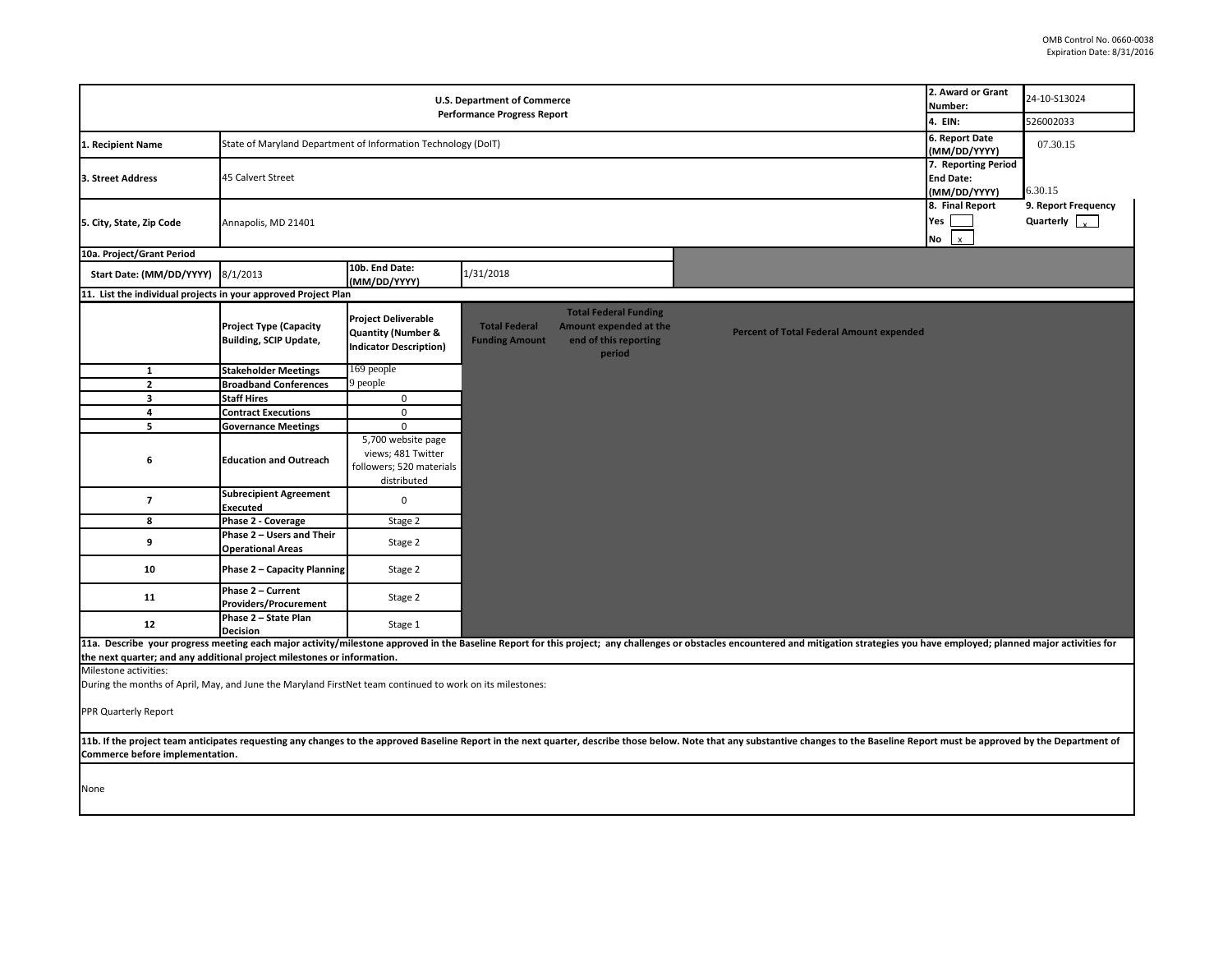OMB Control No. 0660-0038
Expiration Date: 8/31/2016

| U.S. Department of Commerce Performance Progress Report | | 2. Award or Grant Number: | 24-10-S13024 |
|---|---|---|---|
| | | 4. EIN: | 526002033 |
| 1. Recipient Name | State of Maryland Department of Information Technology (DoIT) | 6. Report Date (MM/DD/YYYY) | 07.30.15 |
| 3. Street Address | 45 Calvert Street | 7. Reporting Period End Date: (MM/DD/YYYY) | 6.30.15 |
| 5. City, State, Zip Code | Annapolis, MD 21401 | 8. Final Report Yes [ ] No [x] | 9. Report Frequency Quarterly [x] |

| 10a. Project/Grant Period | | | |
|---|---|---|---|
| Start Date: (MM/DD/YYYY) | 8/1/2013 | 10b. End Date: (MM/DD/YYYY) | 1/31/2018 |

**11. List the individual projects in your approved Project Plan**

| | Project Type (Capacity Building, SCIP Update, | Project Deliverable Quantity (Number & Indicator Description) | Total Federal Funding Amount | Total Federal Funding Amount expended at the end of this reporting period | Percent of Total Federal Amount expended |
|---|---|---|---|---|---|
| 1 | Stakeholder Meetings | 169 people | | | |
| 2 | Broadband Conferences | 9 people | | | |
| 3 | Staff Hires | 0 | | | |
| 4 | Contract Executions | 0 | | | |
| 5 | Governance Meetings | 0 | | | |
| 6 | Education and Outreach | 5,700 website page views; 481 Twitter followers; 520 materials distributed | | | |
| 7 | Subrecipient Agreement Executed | 0 | | | |
| 8 | Phase 2 - Coverage | Stage 2 | | | |
| 9 | Phase 2 – Users and Their Operational Areas | Stage 2 | | | |
| 10 | Phase 2 – Capacity Planning | Stage 2 | | | |
| 11 | Phase 2 – Current Providers/Procurement | Stage 2 | | | |
| 12 | Phase 2 – State Plan Decision | Stage 1 | | | |

**11a. Describe your progress meeting each major activity/milestone approved in the Baseline Report for this project; any challenges or obstacles encountered and mitigation strategies you have employed; planned major activities for the next quarter; and any additional project milestones or information.**

Milestone activities:

During the months of April, May, and June the Maryland FirstNet team continued to work on its milestones:

PPR Quarterly Report

**11b. If the project team anticipates requesting any changes to the approved Baseline Report in the next quarter, describe those below. Note that any substantive changes to the Baseline Report must be approved by the Department of Commerce before implementation.**

None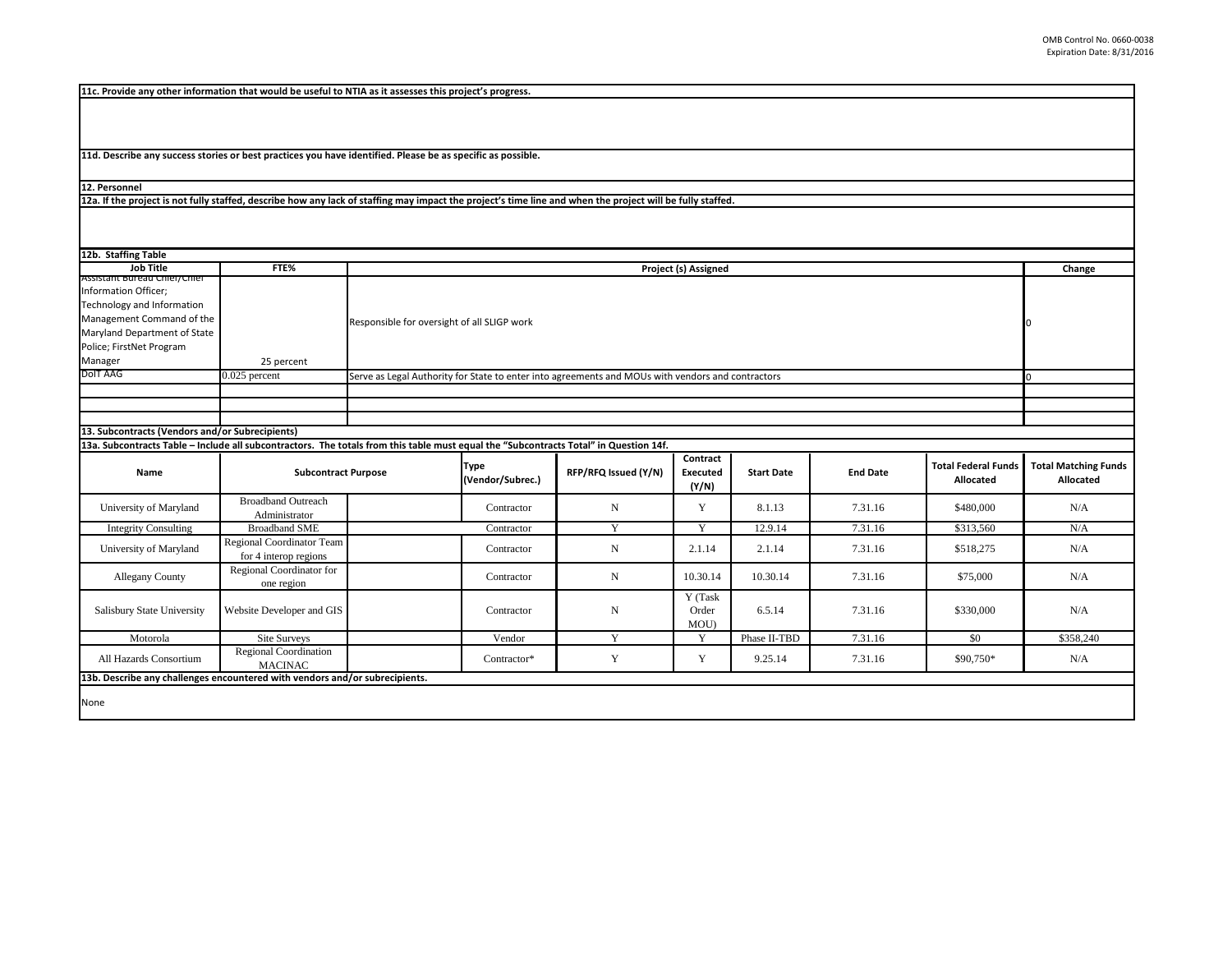**11c. Provide any other information that would be useful to NTIA as it assesses this project's progress.**

**11d. Describe any success stories or best practices you have identified. Please be as specific as possible.**

**12. Personnel**

**12a. If the project is not fully staffed, describe how any lack of staffing may impact the project's time line and when the project will be fully staffed.**

**12b. Staffing Table**

| Job Title | FTE% | Project (s) Assigned | Change |
|---|---|---|---|
| Assistant Bureau Chief/Chief Information Officer; Technology and Information Management Command of the Maryland Department of State Police; FirstNet Program Manager | 25 percent | Responsible for oversight of all SLIGP work | 0 |
| DoIT AAG | 0.025 percent | Serve as Legal Authority for State to enter into agreements and MOUs with vendors and contractors | 0 |
| | | | |
| | | | |
| | | | |

**13. Subcontracts (Vendors and/or Subrecipients)**

**13a. Subcontracts Table – Include all subcontractors. The totals from this table must equal the "Subcontracts Total" in Question 14f.**

| Name | Subcontract Purpose | | Type (Vendor/Subrec.) | RFP/RFQ Issued (Y/N) | Contract Executed (Y/N) | Start Date | End Date | Total Federal Funds Allocated | Total Matching Funds Allocated |
|---|---|---|---|---|---|---|---|---|---|
| University of Maryland | Broadband Outreach Administrator | | Contractor | N | Y | 8.1.13 | 7.31.16 | $480,000 | N/A |
| Integrity Consulting | Broadband SME | | Contractor | Y | Y | 12.9.14 | 7.31.16 | $313,560 | N/A |
| University of Maryland | Regional Coordinator Team for 4 interop regions | | Contractor | N | 2.1.14 | 2.1.14 | 7.31.16 | $518,275 | N/A |
| Allegany County | Regional Coordinator for one region | | Contractor | N | 10.30.14 | 10.30.14 | 7.31.16 | $75,000 | N/A |
| Salisbury State University | Website Developer and GIS | | Contractor | N | Y (Task Order MOU) | 6.5.14 | 7.31.16 | $330,000 | N/A |
| Motorola | Site Surveys | | Vendor | Y | Y | Phase II-TBD | 7.31.16 | $0 | $358,240 |
| All Hazards Consortium | Regional Coordination MACINAC | | Contractor* | Y | Y | 9.25.14 | 7.31.16 | $90,750* | N/A |

**13b. Describe any challenges encountered with vendors and/or subrecipients.**

None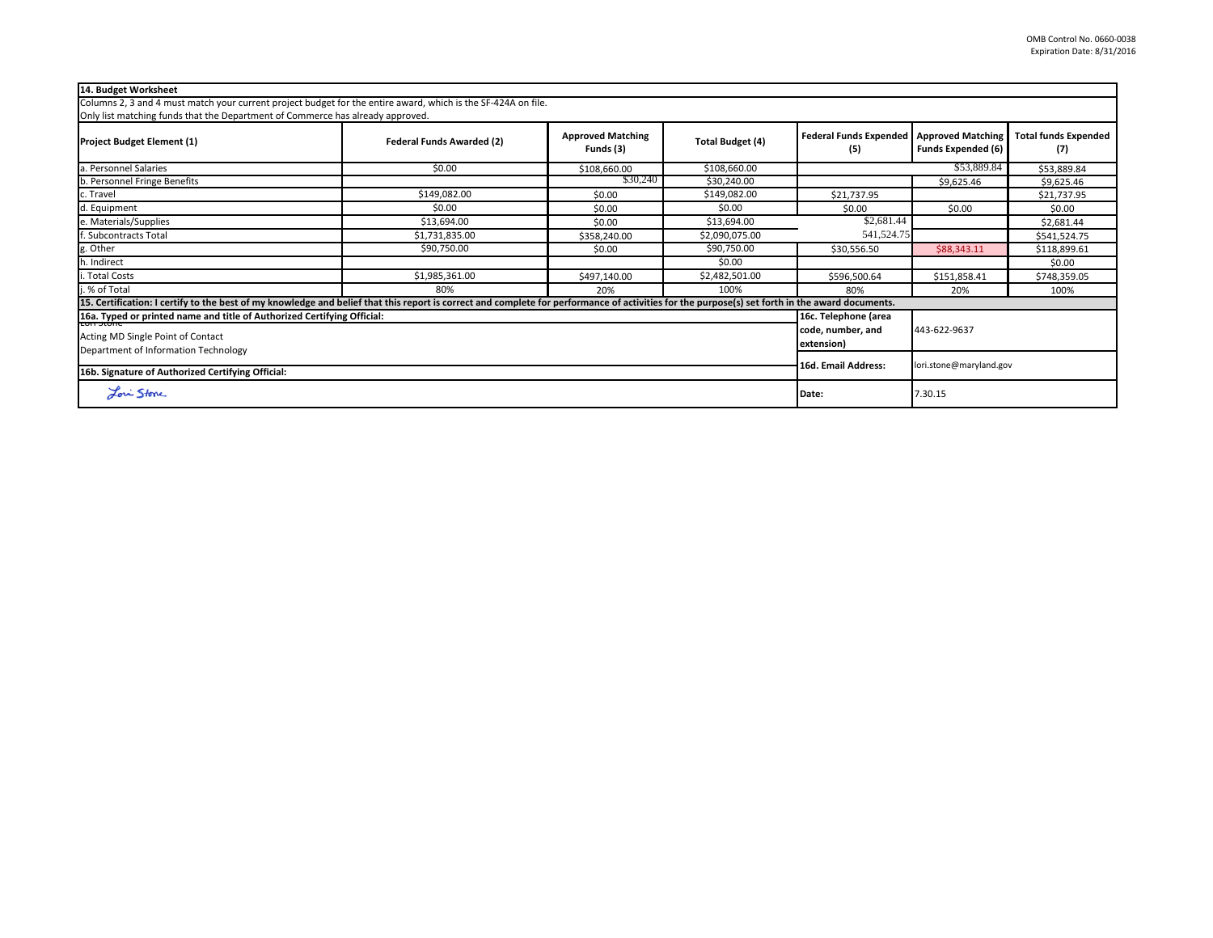| 14. Budget Worksheet | | | | | | |
|---|---|---|---|---|---|---|
| Columns 2, 3 and 4 must match your current project budget for the entire award, which is the SF-424A on file. Only list matching funds that the Department of Commerce has already approved. | | | | | | |
| **Project Budget Element (1)** | **Federal Funds Awarded (2)** | **Approved Matching Funds (3)** | **Total Budget (4)** | **Federal Funds Expended (5)** | **Approved Matching Funds Expended (6)** | **Total funds Expended (7)** |
| a. Personnel Salaries | $0.00 | $108,660.00 | $108,660.00 | | $53,889.84 | $53,889.84 |
| b. Personnel Fringe Benefits | | $30,240 | $30,240.00 | | $9,625.46 | $9,625.46 |
| c. Travel | $149,082.00 | $0.00 | $149,082.00 | $21,737.95 | | $21,737.95 |
| d. Equipment | $0.00 | $0.00 | $0.00 | $0.00 | $0.00 | $0.00 |
| e. Materials/Supplies | $13,694.00 | $0.00 | $13,694.00 | $2,681.44 | | $2,681.44 |
| f. Subcontracts Total | $1,731,835.00 | $358,240.00 | $2,090,075.00 | 541,524.75 | | $541,524.75 |
| g. Other | $90,750.00 | $0.00 | $90,750.00 | $30,556.50 | $88,343.11 | $118,899.61 |
| h. Indirect | | | $0.00 | | | $0.00 |
| i. Total Costs | $1,985,361.00 | $497,140.00 | $2,482,501.00 | $596,500.64 | $151,858.41 | $748,359.05 |
| j. % of Total | 80% | 20% | 100% | 80% | 20% | 100% |

**15. Certification: I certify to the best of my knowledge and belief that this report is correct and complete for performance of activities for the purpose(s) set forth in the award documents.**

| | | |
|---|---|---|
| **16a. Typed or printed name and title of Authorized Certifying Official:** Lori Stone, Acting MD Single Point of Contact, Department of Information Technology | **16c. Telephone (area code, number, and extension)** | 443-622-9637 |
| | **16d. Email Address:** | lori.stone@maryland.gov |
| **16b. Signature of Authorized Certifying Official:** Lori Stone | **Date:** | 7.30.15 |